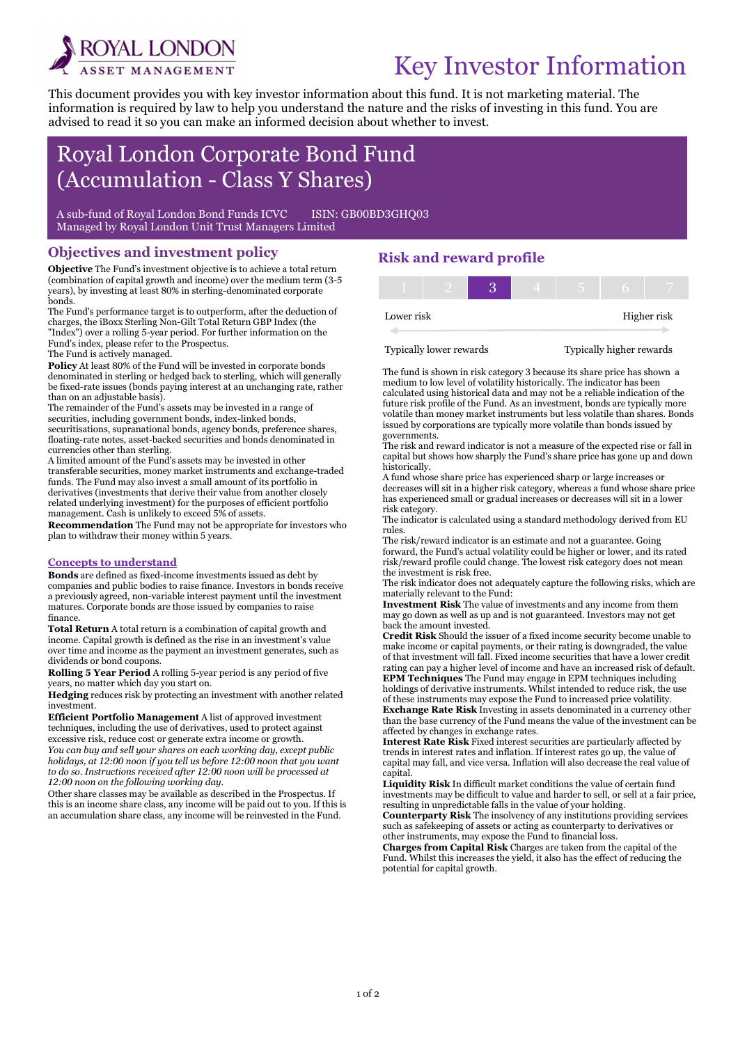ROYAL LONDON ASSET MANAGEMENT

# Key Investor Information

This document provides you with key investor information about this fund. It is not marketing material. The information is required by law to help you understand the nature and the risks of investing in this fund. You are advised to read it so you can make an informed decision about whether to invest.

# Royal London Corporate Bond Fund (Accumulation - Class Y Shares)

A sub-fund of Royal London Bond Funds ICVC ISIN: GB00BD3GHQ03
Managed by Royal London Unit Trust Managers Limited

## Objectives and investment policy

**Objective** The Fund's investment objective is to achieve a total return (combination of capital growth and income) over the medium term (3-5 years), by investing at least 80% in sterling-denominated corporate bonds.

The Fund's performance target is to outperform, after the deduction of charges, the iBoxx Sterling Non-Gilt Total Return GBP Index (the "Index") over a rolling 5-year period. For further information on the Fund's index, please refer to the Prospectus.

The Fund is actively managed.

**Policy** At least 80% of the Fund will be invested in corporate bonds denominated in sterling or hedged back to sterling, which will generally be fixed-rate issues (bonds paying interest at an unchanging rate, rather than on an adjustable basis).

The remainder of the Fund's assets may be invested in a range of securities, including government bonds, index-linked bonds, securitisations, supranational bonds, agency bonds, preference shares, floating-rate notes, asset-backed securities and bonds denominated in currencies other than sterling.

A limited amount of the Fund's assets may be invested in other transferable securities, money market instruments and exchange-traded funds. The Fund may also invest a small amount of its portfolio in derivatives (investments that derive their value from another closely related underlying investment) for the purposes of efficient portfolio management. Cash is unlikely to exceed 5% of assets.

**Recommendation** The Fund may not be appropriate for investors who plan to withdraw their money within 5 years.

### Concepts to understand

**Bonds** are defined as fixed-income investments issued as debt by companies and public bodies to raise finance. Investors in bonds receive a previously agreed, non-variable interest payment until the investment matures. Corporate bonds are those issued by companies to raise finance.

**Total Return** A total return is a combination of capital growth and income. Capital growth is defined as the rise in an investment's value over time and income as the payment an investment generates, such as dividends or bond coupons.

**Rolling 5 Year Period** A rolling 5-year period is any period of five years, no matter which day you start on.

**Hedging** reduces risk by protecting an investment with another related investment.

**Efficient Portfolio Management** A list of approved investment techniques, including the use of derivatives, used to protect against excessive risk, reduce cost or generate extra income or growth.

*You can buy and sell your shares on each working day, except public holidays, at 12:00 noon if you tell us before 12:00 noon that you want to do so. Instructions received after 12:00 noon will be processed at 12:00 noon on the following working day.*

Other share classes may be available as described in the Prospectus. If this is an income share class, any income will be paid out to you. If this is an accumulation share class, any income will be reinvested in the Fund.

## Risk and reward profile

| 1 | 2 | **3** | 4 | 5 | 6 | 7 |
|---|---|---|---|---|---|---|

Lower risk — Higher risk

Typically lower rewards — Typically higher rewards

The fund is shown in risk category 3 because its share price has shown a medium to low level of volatility historically. The indicator has been calculated using historical data and may not be a reliable indication of the future risk profile of the Fund. As an investment, bonds are typically more volatile than money market instruments but less volatile than shares. Bonds issued by corporations are typically more volatile than bonds issued by governments.

The risk and reward indicator is not a measure of the expected rise or fall in capital but shows how sharply the Fund's share price has gone up and down historically.

A fund whose share price has experienced sharp or large increases or decreases will sit in a higher risk category, whereas a fund whose share price has experienced small or gradual increases or decreases will sit in a lower risk category.

The indicator is calculated using a standard methodology derived from EU rules.

The risk/reward indicator is an estimate and not a guarantee. Going forward, the Fund's actual volatility could be higher or lower, and its rated risk/reward profile could change. The lowest risk category does not mean the investment is risk free.

The risk indicator does not adequately capture the following risks, which are materially relevant to the Fund:

**Investment Risk** The value of investments and any income from them may go down as well as up and is not guaranteed. Investors may not get back the amount invested.

**Credit Risk** Should the issuer of a fixed income security become unable to make income or capital payments, or their rating is downgraded, the value of that investment will fall. Fixed income securities that have a lower credit rating can pay a higher level of income and have an increased risk of default.

**EPM Techniques** The Fund may engage in EPM techniques including holdings of derivative instruments. Whilst intended to reduce risk, the use of these instruments may expose the Fund to increased price volatility.

**Exchange Rate Risk** Investing in assets denominated in a currency other than the base currency of the Fund means the value of the investment can be affected by changes in exchange rates.

**Interest Rate Risk** Fixed interest securities are particularly affected by trends in interest rates and inflation. If interest rates go up, the value of capital may fall, and vice versa. Inflation will also decrease the real value of capital.

**Liquidity Risk** In difficult market conditions the value of certain fund investments may be difficult to value and harder to sell, or sell at a fair price, resulting in unpredictable falls in the value of your holding.

**Counterparty Risk** The insolvency of any institutions providing services such as safekeeping of assets or acting as counterparty to derivatives or other instruments, may expose the Fund to financial loss.

**Charges from Capital Risk** Charges are taken from the capital of the Fund. Whilst this increases the yield, it also has the effect of reducing the potential for capital growth.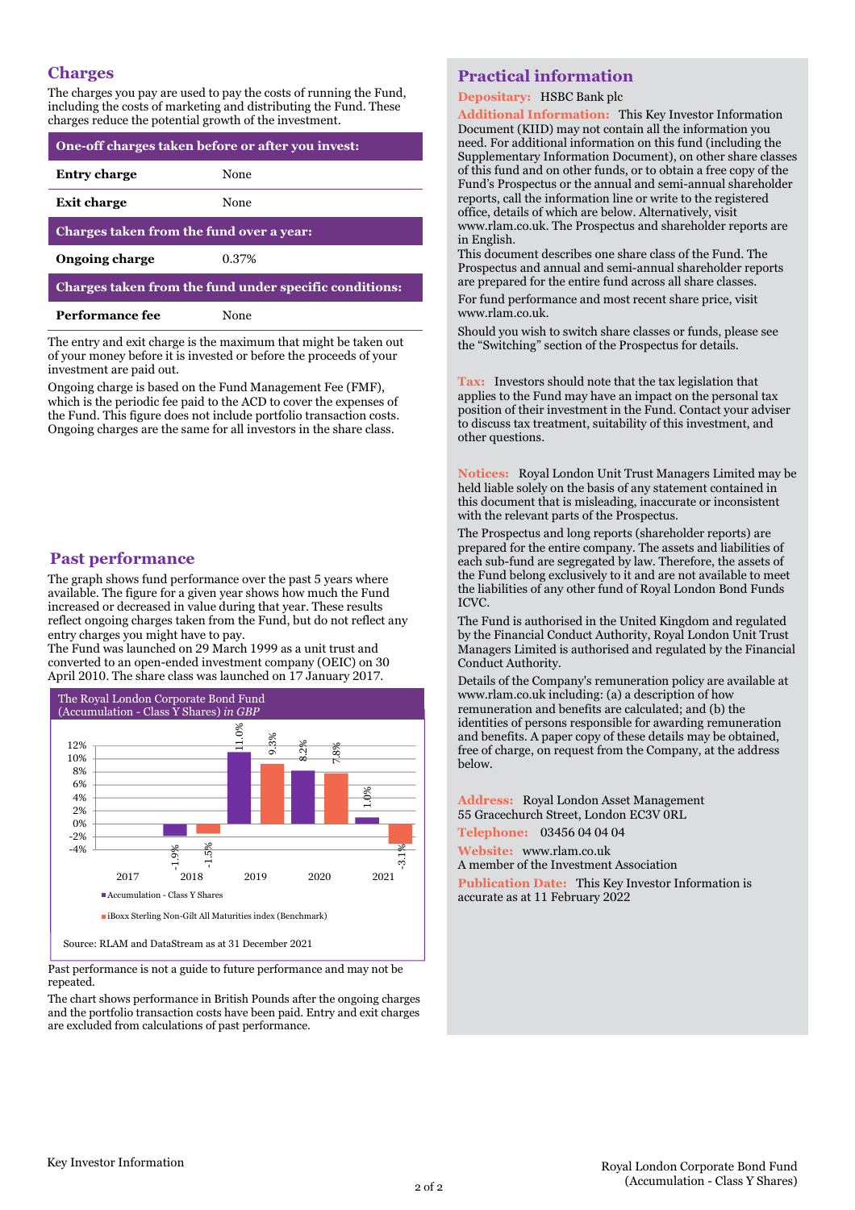## Charges

The charges you pay are used to pay the costs of running the Fund, including the costs of marketing and distributing the Fund. These charges reduce the potential growth of the investment.

| One-off charges taken before or after you invest: | |
|---|---|
| **Entry charge** | None |
| **Exit charge** | None |
| **Charges taken from the fund over a year:** | |
| **Ongoing charge** | 0.37% |
| **Charges taken from the fund under specific conditions:** | |
| **Performance fee** | None |

The entry and exit charge is the maximum that might be taken out of your money before it is invested or before the proceeds of your investment are paid out.

Ongoing charge is based on the Fund Management Fee (FMF), which is the periodic fee paid to the ACD to cover the expenses of the Fund. This figure does not include portfolio transaction costs. Ongoing charges are the same for all investors in the share class.

## Past performance

The graph shows fund performance over the past 5 years where available. The figure for a given year shows how much the Fund increased or decreased in value during that year. These results reflect ongoing charges taken from the Fund, but do not reflect any entry charges you might have to pay.

The Fund was launched on 29 March 1999 as a unit trust and converted to an open-ended investment company (OEIC) on 30 April 2010. The share class was launched on 17 January 2017.

The Royal London Corporate Bond Fund
(Accumulation - Class Y Shares) *in GBP*

12%
10%
8%
6%
4%
2%
0%
-2%
-4%

2017
2018
2019
2020
2021

-1.9%
-1.5%
11.0%
9.3%
8.2%
7.8%
1.0%
-3.1%

Accumulation - Class Y Shares

iBoxx Sterling Non-Gilt All Maturities index (Benchmark)

Source: RLAM and DataStream as at 31 December 2021

Past performance is not a guide to future performance and may not be repeated.

The chart shows performance in British Pounds after the ongoing charges and the portfolio transaction costs have been paid. Entry and exit charges are excluded from calculations of past performance.

## Practical information

**Depositary:** HSBC Bank plc

**Additional Information:** This Key Investor Information Document (KIID) may not contain all the information you need. For additional information on this fund (including the Supplementary Information Document), on other share classes of this fund and on other funds, or to obtain a free copy of the Fund's Prospectus or the annual and semi-annual shareholder reports, call the information line or write to the registered office, details of which are below. Alternatively, visit www.rlam.co.uk. The Prospectus and shareholder reports are in English.

This document describes one share class of the Fund. The Prospectus and annual and semi-annual shareholder reports are prepared for the entire fund across all share classes.

For fund performance and most recent share price, visit www.rlam.co.uk.

Should you wish to switch share classes or funds, please see the "Switching" section of the Prospectus for details.

**Tax:** Investors should note that the tax legislation that applies to the Fund may have an impact on the personal tax position of their investment in the Fund. Contact your adviser to discuss tax treatment, suitability of this investment, and other questions.

**Notices:** Royal London Unit Trust Managers Limited may be held liable solely on the basis of any statement contained in this document that is misleading, inaccurate or inconsistent with the relevant parts of the Prospectus.

The Prospectus and long reports (shareholder reports) are prepared for the entire company. The assets and liabilities of each sub-fund are segregated by law. Therefore, the assets of the Fund belong exclusively to it and are not available to meet the liabilities of any other fund of Royal London Bond Funds ICVC.

The Fund is authorised in the United Kingdom and regulated by the Financial Conduct Authority, Royal London Unit Trust Managers Limited is authorised and regulated by the Financial Conduct Authority.

Details of the Company's remuneration policy are available at www.rlam.co.uk including: (a) a description of how remuneration and benefits are calculated; and (b) the identities of persons responsible for awarding remuneration and benefits. A paper copy of these details may be obtained, free of charge, on request from the Company, at the address below.

**Address:** Royal London Asset Management
55 Gracechurch Street, London EC3V 0RL

**Telephone:** 03456 04 04 04

**Website:** www.rlam.co.uk

A member of the Investment Association

**Publication Date:** This Key Investor Information is accurate as at 11 February 2022